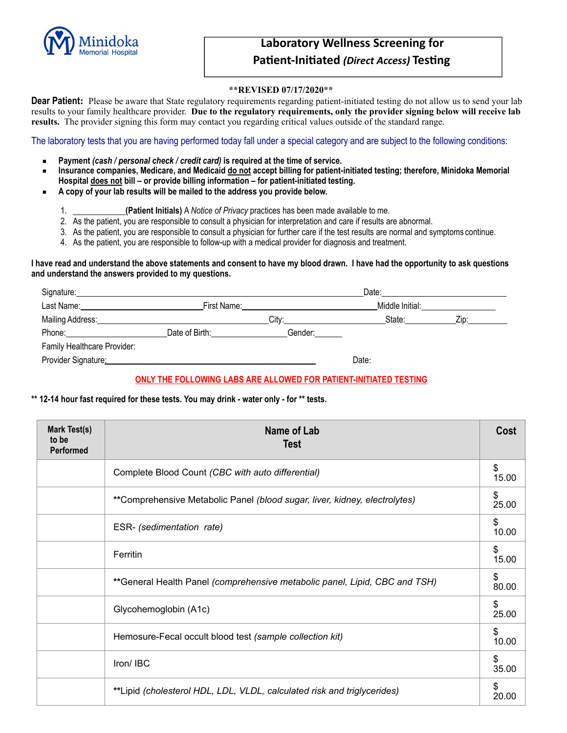Minidoka Memorial Hospital

# Laboratory Wellness Screening for Patient-Initiated *(Direct Access)* Testing

**\*\*REVISED 07/17/2020\*\***

**Dear Patient:** Please be aware that State regulatory requirements regarding patient-initiated testing do not allow us to send your lab results to your family healthcare provider. **Due to the regulatory requirements, only the provider signing below will receive lab results.** The provider signing this form may contact you regarding critical values outside of the standard range.

The laboratory tests that you are having performed today fall under a special category and are subject to the following conditions:

- **Payment *(cash / personal check / credit card)* is required at the time of service.**
- **Insurance companies, Medicare, and Medicaid do not accept billing for patient-initiated testing; therefore, Minidoka Memorial Hospital does not bill – or provide billing information – for patient-initiated testing.**
- **A copy of your lab results will be mailed to the address you provide below.**

1. ____________**(Patient Initials)** A *Notice of Privacy* practices has been made available to me.
2. As the patient, you are responsible to consult a physician for interpretation and care if results are abnormal.
3. As the patient, you are responsible to consult a physician for further care if the test results are normal and symptoms continue.
4. As the patient, you are responsible to follow-up with a medical provider for diagnosis and treatment.

**I have read and understand the above statements and consent to have my blood drawn. I have had the opportunity to ask questions and understand the answers provided to my questions.**

Signature:______________________________ Date:______________

Last Name:______________ First Name:______________ Middle Initial:__________

Mailing Address:______________ City:__________ State:______ Zip:______

Phone:__________ Date of Birth:__________ Gender:______

Family Healthcare Provider:

Provider Signature:______________________________ Date:

**ONLY THE FOLLOWING LABS ARE ALLOWED FOR PATIENT-INITIATED TESTING**

**\*\* 12-14 hour fast required for these tests. You may drink - water only - for \*\* tests.**

| Mark Test(s) to be Performed | Name of Lab Test | Cost |
|---|---|---|
| | Complete Blood Count *(CBC with auto differential)* | $ 15.00 |
| | \*\*Comprehensive Metabolic Panel *(blood sugar, liver, kidney, electrolytes)* | $ 25.00 |
| | ESR- *(sedimentation rate)* | $ 10.00 |
| | Ferritin | $ 15.00 |
| | \*\*General Health Panel *(comprehensive metabolic panel, Lipid, CBC and TSH)* | $ 80.00 |
| | Glycohemoglobin (A1c) | $ 25.00 |
| | Hemosure-Fecal occult blood test *(sample collection kit)* | $ 10.00 |
| | Iron/ IBC | $ 35.00 |
| | \*\*Lipid *(cholesterol HDL, LDL, VLDL, calculated risk and triglycerides)* | $ 20.00 |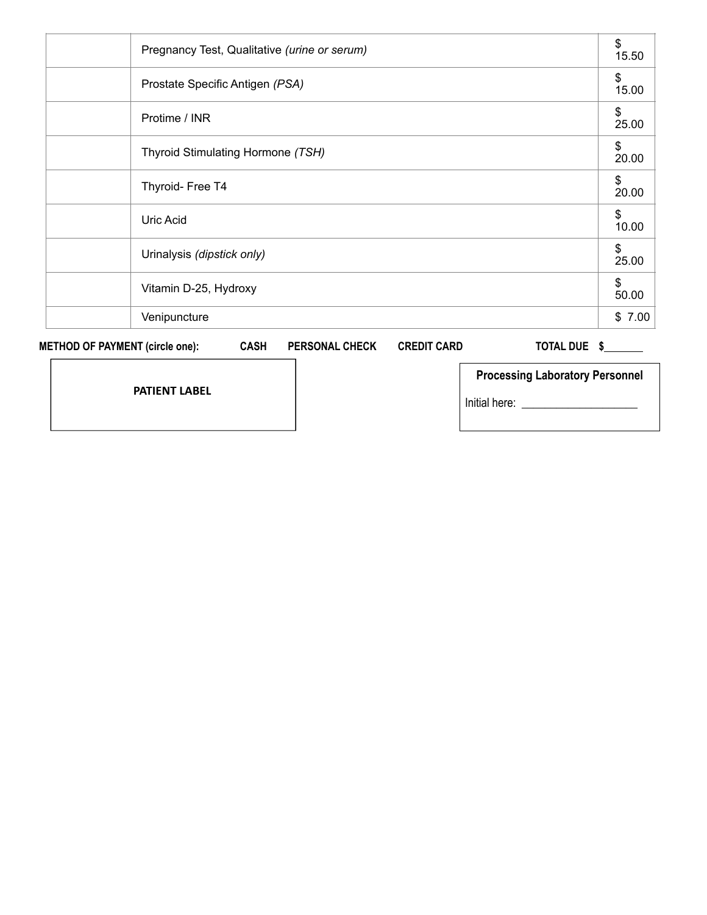| | | |
|---|---|---|
| | Pregnancy Test, Qualitative *(urine or serum)* | $ 15.50 |
| | Prostate Specific Antigen *(PSA)* | $ 15.00 |
| | Protime / INR | $ 25.00 |
| | Thyroid Stimulating Hormone *(TSH)* | $ 20.00 |
| | Thyroid- Free T4 | $ 20.00 |
| | Uric Acid | $ 10.00 |
| | Urinalysis *(dipstick only)* | $ 25.00 |
| | Vitamin D-25, Hydroxy | $ 50.00 |
| | Venipuncture | $ 7.00 |

**METHOD OF PAYMENT (circle one):** **CASH** **PERSONAL CHECK** **CREDIT CARD** **TOTAL DUE $_______**

**PATIENT LABEL**

**Processing Laboratory Personnel**

Initial here: ____________________